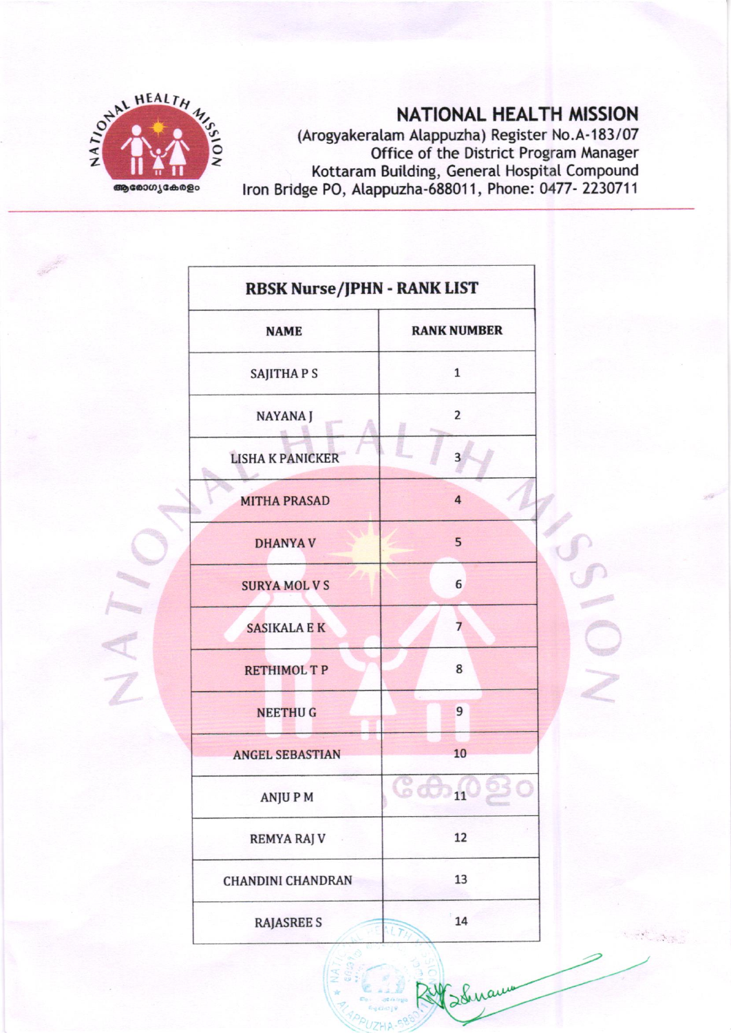# NATIONAL HEALTH MISSION

(Arogyakeralam Alappuzha) Register No.A-183/07
Office of the District Program Manager
Kottaram Building, General Hospital Compound
Iron Bridge PO, Alappuzha-688011, Phone: 0477- 2230711

| RBSK Nurse/JPHN - RANK LIST | |
|---|---|
| **NAME** | **RANK NUMBER** |
| SAJITHA P S | 1 |
| NAYANA J | 2 |
| LISHA K PANICKER | 3 |
| MITHA PRASAD | 4 |
| DHANYA V | 5 |
| SURYA MOL V S | 6 |
| SASIKALA E K | 7 |
| RETHIMOL T P | 8 |
| NEETHU G | 9 |
| ANGEL SEBASTIAN | 10 |
| ANJU P M | 11 |
| REMYA RAJ V | 12 |
| CHANDINI CHANDRAN | 13 |
| RAJASREE S | 14 |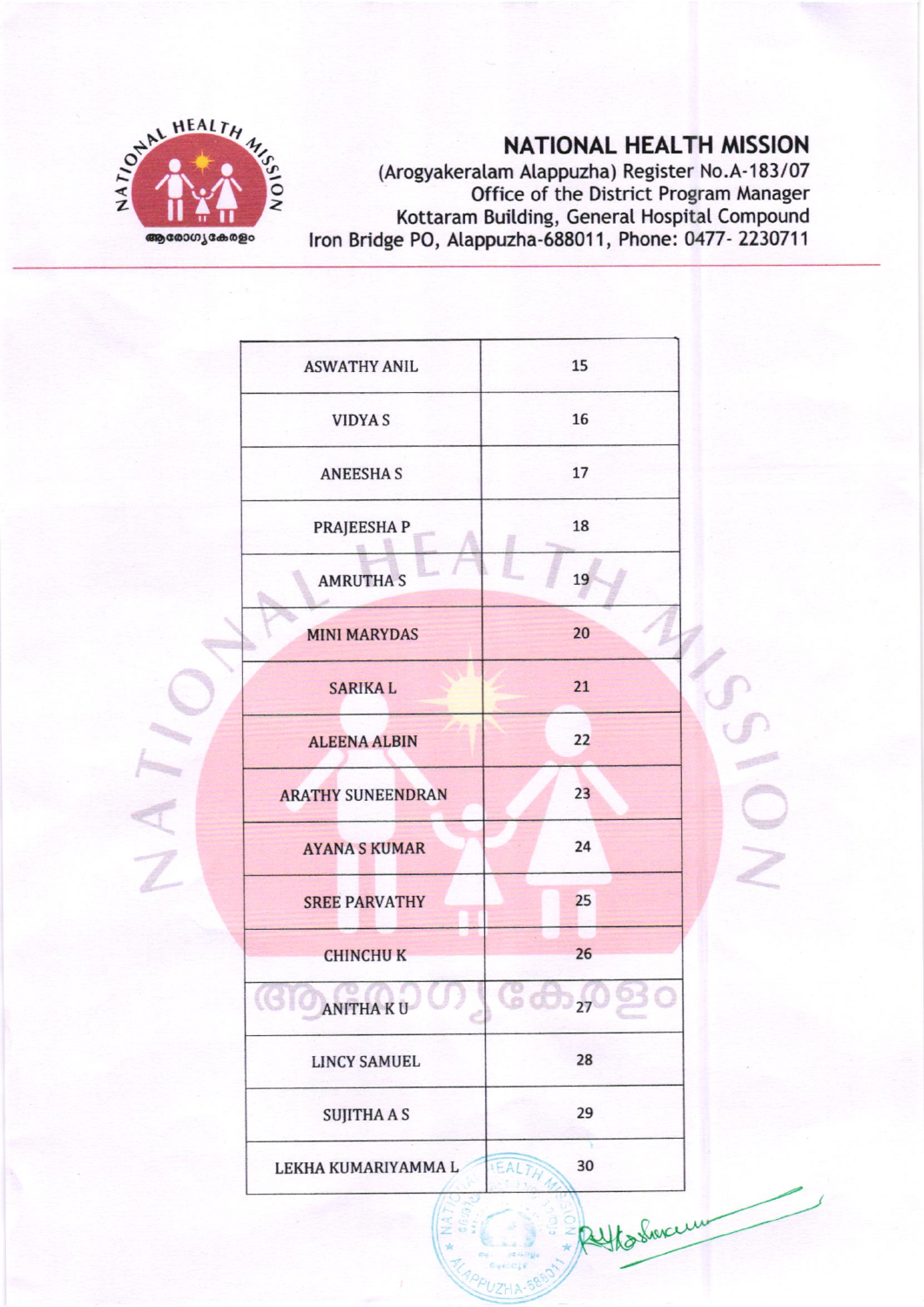# NATIONAL HEALTH MISSION

(Arogyakeralam Alappuzha) Register No.A-183/07
Office of the District Program Manager
Kottaram Building, General Hospital Compound
Iron Bridge PO, Alappuzha-688011, Phone: 0477- 2230711

| | |
|---|---|
| ASWATHY ANIL | 15 |
| VIDYA S | 16 |
| ANEESHA S | 17 |
| PRAJEESHA P | 18 |
| AMRUTHA S | 19 |
| MINI MARYDAS | 20 |
| SARIKA L | 21 |
| ALEENA ALBIN | 22 |
| ARATHY SUNEENDRAN | 23 |
| AYANA S KUMAR | 24 |
| SREE PARVATHY | 25 |
| CHINCHU K | 26 |
| ANITHA K U | 27 |
| LINCY SAMUEL | 28 |
| SUJITHA A S | 29 |
| LEKHA KUMARIYAMMA L | 30 |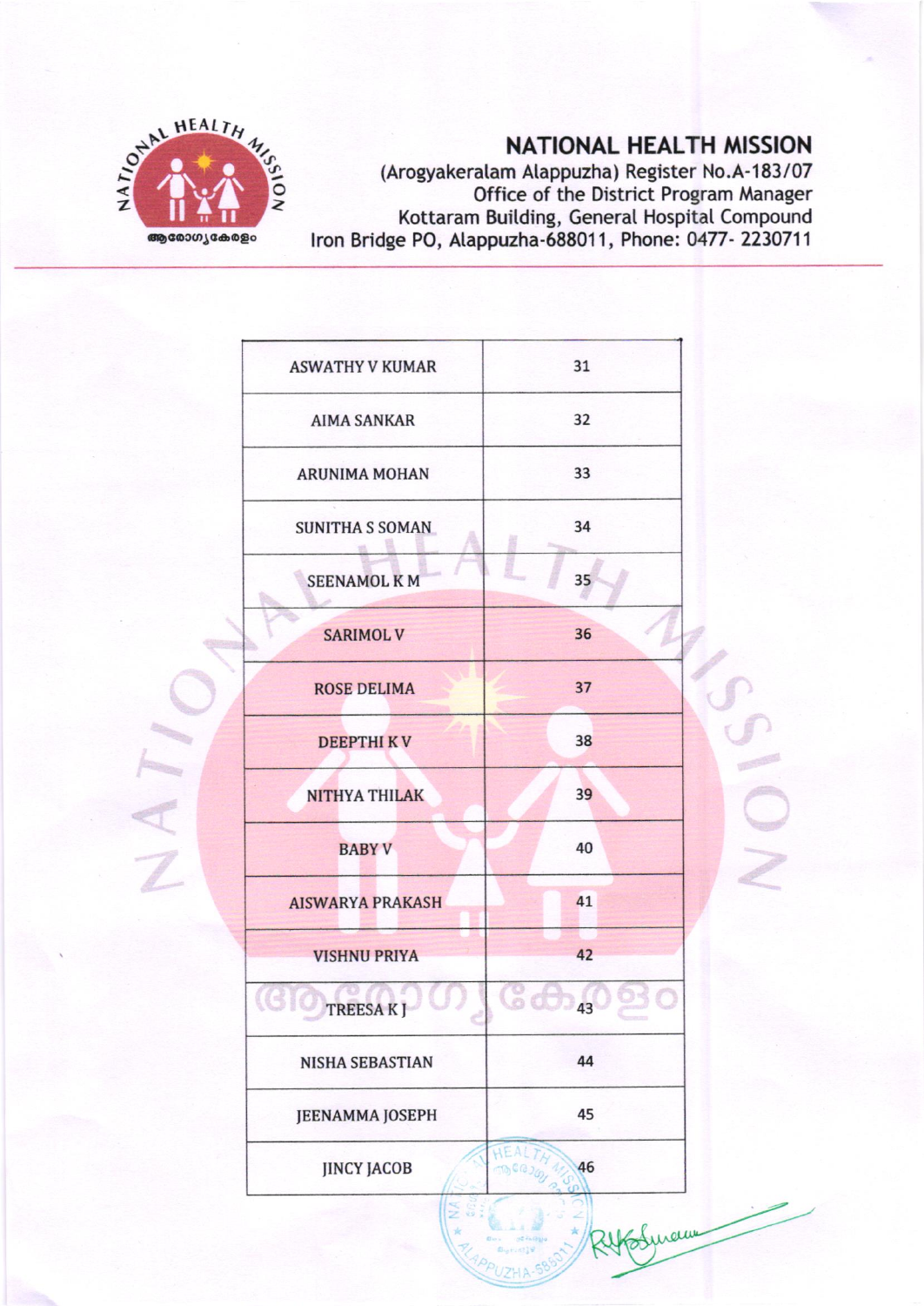# NATIONAL HEALTH MISSION

(Arogyakeralam Alappuzha) Register No.A-183/07
Office of the District Program Manager
Kottaram Building, General Hospital Compound
Iron Bridge PO, Alappuzha-688011, Phone: 0477- 2230711

| | |
|---|---|
| ASWATHY V KUMAR | 31 |
| AIMA SANKAR | 32 |
| ARUNIMA MOHAN | 33 |
| SUNITHA S SOMAN | 34 |
| SEENAMOL K M | 35 |
| SARIMOL V | 36 |
| ROSE DELIMA | 37 |
| DEEPTHI K V | 38 |
| NITHYA THILAK | 39 |
| BABY V | 40 |
| AISWARYA PRAKASH | 41 |
| VISHNU PRIYA | 42 |
| TREESA K J | 43 |
| NISHA SEBASTIAN | 44 |
| JEENAMMA JOSEPH | 45 |
| JINCY JACOB | 46 |